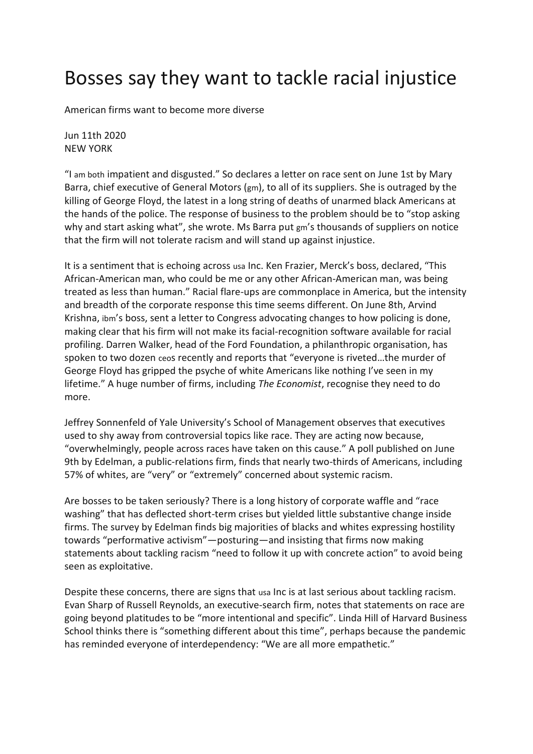# Bosses say they want to tackle racial injustice

American firms want to become more diverse

Jun 11th 2020
NEW YORK

"I am both impatient and disgusted." So declares a letter on race sent on June 1st by Mary Barra, chief executive of General Motors (gm), to all of its suppliers. She is outraged by the killing of George Floyd, the latest in a long string of deaths of unarmed black Americans at the hands of the police. The response of business to the problem should be to "stop asking why and start asking what", she wrote. Ms Barra put gm's thousands of suppliers on notice that the firm will not tolerate racism and will stand up against injustice.

It is a sentiment that is echoing across usa Inc. Ken Frazier, Merck's boss, declared, "This African-American man, who could be me or any other African-American man, was being treated as less than human." Racial flare-ups are commonplace in America, but the intensity and breadth of the corporate response this time seems different. On June 8th, Arvind Krishna, ibm's boss, sent a letter to Congress advocating changes to how policing is done, making clear that his firm will not make its facial-recognition software available for racial profiling. Darren Walker, head of the Ford Foundation, a philanthropic organisation, has spoken to two dozen ceos recently and reports that "everyone is riveted…the murder of George Floyd has gripped the psyche of white Americans like nothing I've seen in my lifetime." A huge number of firms, including *The Economist*, recognise they need to do more.

Jeffrey Sonnenfeld of Yale University's School of Management observes that executives used to shy away from controversial topics like race. They are acting now because, "overwhelmingly, people across races have taken on this cause." A poll published on June 9th by Edelman, a public-relations firm, finds that nearly two-thirds of Americans, including 57% of whites, are "very" or "extremely" concerned about systemic racism.

Are bosses to be taken seriously? There is a long history of corporate waffle and "race washing" that has deflected short-term crises but yielded little substantive change inside firms. The survey by Edelman finds big majorities of blacks and whites expressing hostility towards "performative activism"—posturing—and insisting that firms now making statements about tackling racism "need to follow it up with concrete action" to avoid being seen as exploitative.

Despite these concerns, there are signs that usa Inc is at last serious about tackling racism. Evan Sharp of Russell Reynolds, an executive-search firm, notes that statements on race are going beyond platitudes to be "more intentional and specific". Linda Hill of Harvard Business School thinks there is "something different about this time", perhaps because the pandemic has reminded everyone of interdependency: "We are all more empathetic."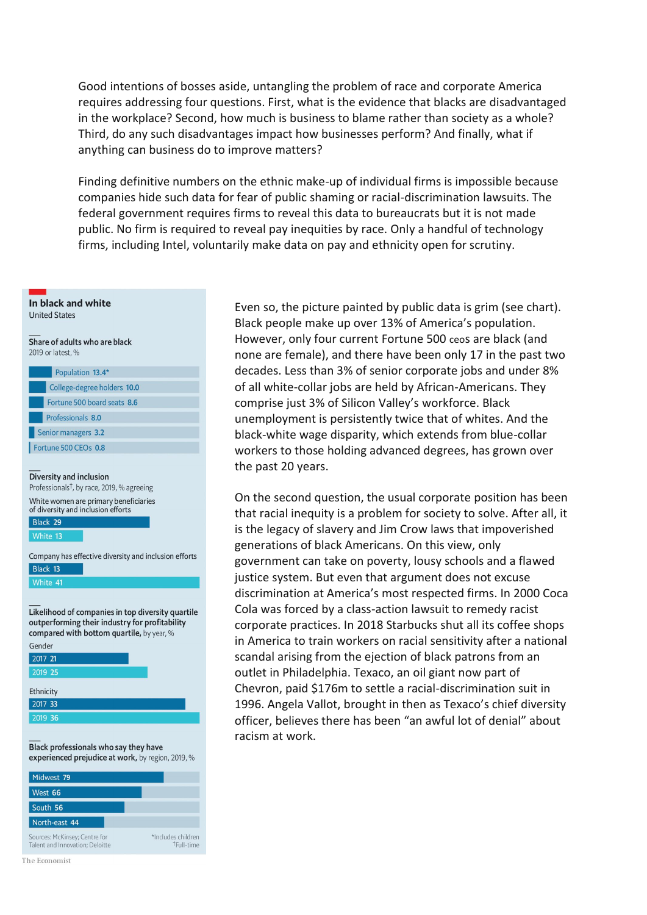Good intentions of bosses aside, untangling the problem of race and corporate America requires addressing four questions. First, what is the evidence that blacks are disadvantaged in the workplace? Second, how much is business to blame rather than society as a whole? Third, do any such disadvantages impact how businesses perform? And finally, what if anything can business do to improve matters?

Finding definitive numbers on the ethnic make-up of individual firms is impossible because companies hide such data for fear of public shaming or racial-discrimination lawsuits. The federal government requires firms to reveal this data to bureaucrats but it is not made public. No firm is required to reveal pay inequities by race. Only a handful of technology firms, including Intel, voluntarily make data on pay and ethnicity open for scrutiny.

**In black and white**
United States

**Share of adults who are black**
2019 or latest, %

| Category | % |
|---|---|
| Population | 13.4* |
| College-degree holders | 10.0 |
| Fortune 500 board seats | 8.6 |
| Professionals | 8.0 |
| Senior managers | 3.2 |
| Fortune 500 CEOs | 0.8 |

**Diversity and inclusion**
Professionals[†], by race, 2019, % agreeing

White women are primary beneficiaries of diversity and inclusion efforts

| Race | % |
|---|---|
| Black | 29 |
| White | 13 |

Company has effective diversity and inclusion efforts

| Race | % |
|---|---|
| Black | 13 |
| White | 41 |

**Likelihood of companies in top diversity quartile outperforming their industry for profitability compared with bottom quartile,** by year, %

Gender

| Year | % |
|---|---|
| 2017 | 21 |
| 2019 | 25 |

Ethnicity

| Year | % |
|---|---|
| 2017 | 33 |
| 2019 | 36 |

**Black professionals who say they have experienced prejudice at work,** by region, 2019, %

| Region | % |
|---|---|
| Midwest | 79 |
| West | 66 |
| South | 56 |
| North-east | 44 |

Sources: McKinsey; Centre for Talent and Innovation; Deloitte

*Includes children
†Full-time

The Economist

Even so, the picture painted by public data is grim (see chart). Black people make up over 13% of America's population. However, only four current Fortune 500 ceos are black (and none are female), and there have been only 17 in the past two decades. Less than 3% of senior corporate jobs and under 8% of all white-collar jobs are held by African-Americans. They comprise just 3% of Silicon Valley's workforce. Black unemployment is persistently twice that of whites. And the black-white wage disparity, which extends from blue-collar workers to those holding advanced degrees, has grown over the past 20 years.

On the second question, the usual corporate position has been that racial inequity is a problem for society to solve. After all, it is the legacy of slavery and Jim Crow laws that impoverished generations of black Americans. On this view, only government can take on poverty, lousy schools and a flawed justice system. But even that argument does not excuse discrimination at America's most respected firms. In 2000 Coca Cola was forced by a class-action lawsuit to remedy racist corporate practices. In 2018 Starbucks shut all its coffee shops in America to train workers on racial sensitivity after a national scandal arising from the ejection of black patrons from an outlet in Philadelphia. Texaco, an oil giant now part of Chevron, paid $176m to settle a racial-discrimination suit in 1996. Angela Vallot, brought in then as Texaco's chief diversity officer, believes there has been "an awful lot of denial" about racism at work.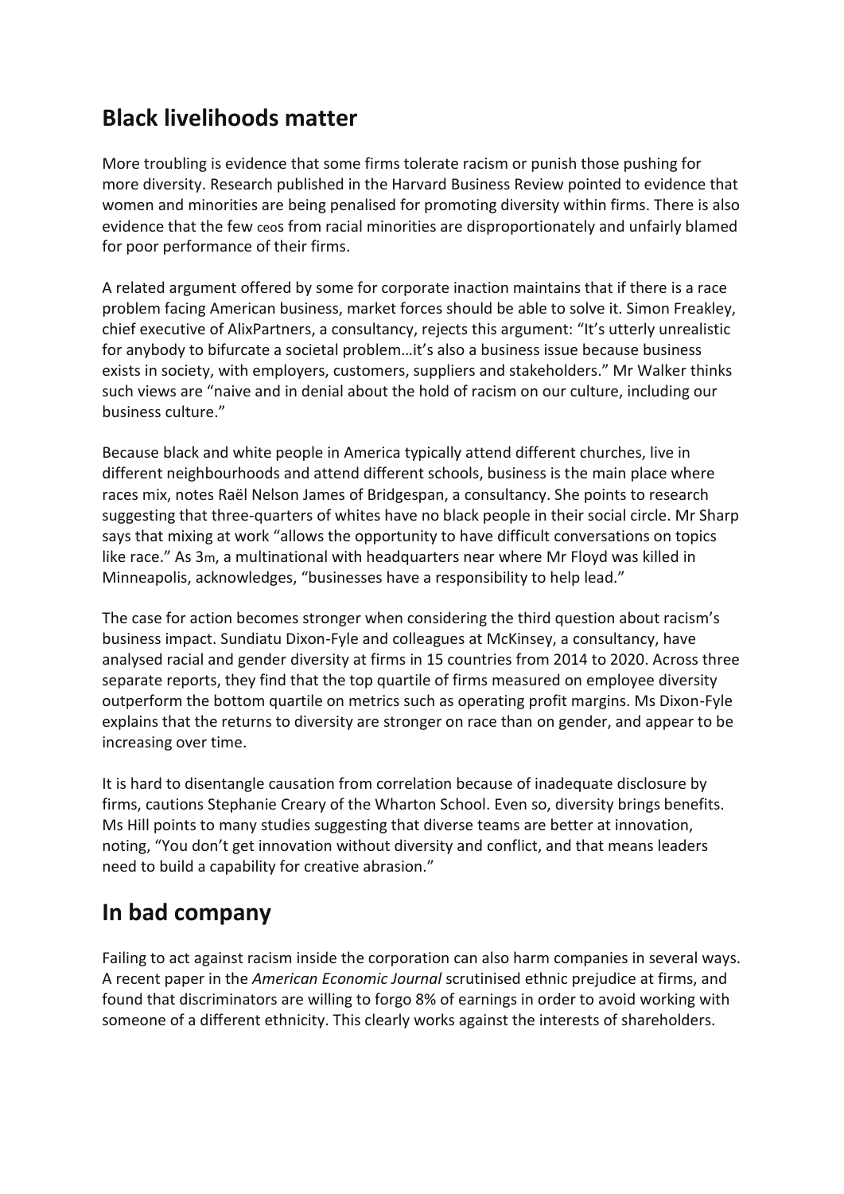## Black livelihoods matter

More troubling is evidence that some firms tolerate racism or punish those pushing for more diversity. Research published in the Harvard Business Review pointed to evidence that women and minorities are being penalised for promoting diversity within firms. There is also evidence that the few ceos from racial minorities are disproportionately and unfairly blamed for poor performance of their firms.

A related argument offered by some for corporate inaction maintains that if there is a race problem facing American business, market forces should be able to solve it. Simon Freakley, chief executive of AlixPartners, a consultancy, rejects this argument: "It's utterly unrealistic for anybody to bifurcate a societal problem…it's also a business issue because business exists in society, with employers, customers, suppliers and stakeholders." Mr Walker thinks such views are "naive and in denial about the hold of racism on our culture, including our business culture."

Because black and white people in America typically attend different churches, live in different neighbourhoods and attend different schools, business is the main place where races mix, notes Raël Nelson James of Bridgespan, a consultancy. She points to research suggesting that three-quarters of whites have no black people in their social circle. Mr Sharp says that mixing at work "allows the opportunity to have difficult conversations on topics like race." As 3m, a multinational with headquarters near where Mr Floyd was killed in Minneapolis, acknowledges, "businesses have a responsibility to help lead."

The case for action becomes stronger when considering the third question about racism's business impact. Sundiatu Dixon-Fyle and colleagues at McKinsey, a consultancy, have analysed racial and gender diversity at firms in 15 countries from 2014 to 2020. Across three separate reports, they find that the top quartile of firms measured on employee diversity outperform the bottom quartile on metrics such as operating profit margins. Ms Dixon-Fyle explains that the returns to diversity are stronger on race than on gender, and appear to be increasing over time.

It is hard to disentangle causation from correlation because of inadequate disclosure by firms, cautions Stephanie Creary of the Wharton School. Even so, diversity brings benefits. Ms Hill points to many studies suggesting that diverse teams are better at innovation, noting, "You don't get innovation without diversity and conflict, and that means leaders need to build a capability for creative abrasion."

## In bad company

Failing to act against racism inside the corporation can also harm companies in several ways. A recent paper in the *American Economic Journal* scrutinised ethnic prejudice at firms, and found that discriminators are willing to forgo 8% of earnings in order to avoid working with someone of a different ethnicity. This clearly works against the interests of shareholders.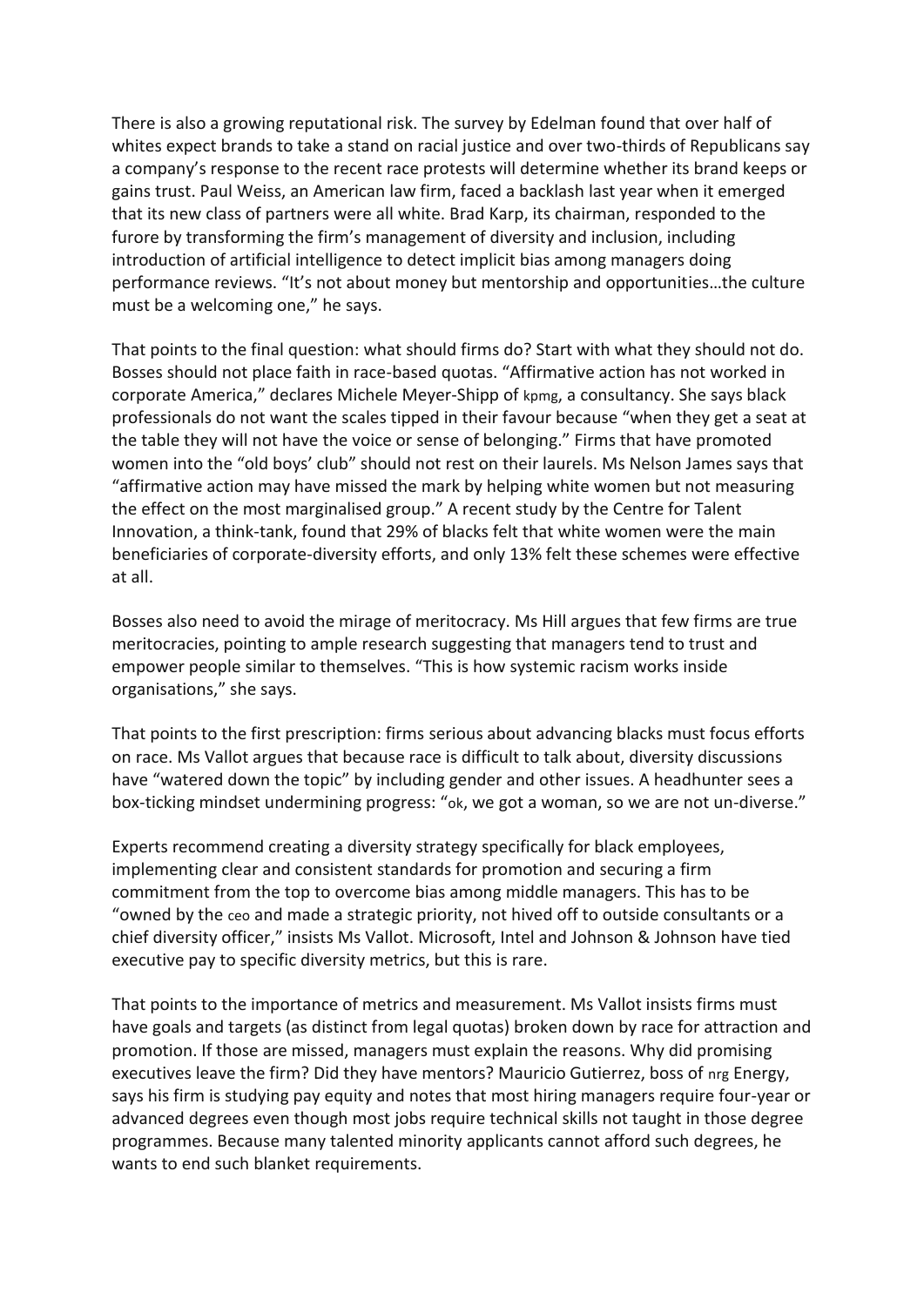There is also a growing reputational risk. The survey by Edelman found that over half of whites expect brands to take a stand on racial justice and over two-thirds of Republicans say a company's response to the recent race protests will determine whether its brand keeps or gains trust. Paul Weiss, an American law firm, faced a backlash last year when it emerged that its new class of partners were all white. Brad Karp, its chairman, responded to the furore by transforming the firm's management of diversity and inclusion, including introduction of artificial intelligence to detect implicit bias among managers doing performance reviews. "It's not about money but mentorship and opportunities…the culture must be a welcoming one," he says.

That points to the final question: what should firms do? Start with what they should not do. Bosses should not place faith in race-based quotas. "Affirmative action has not worked in corporate America," declares Michele Meyer-Shipp of kpmg, a consultancy. She says black professionals do not want the scales tipped in their favour because "when they get a seat at the table they will not have the voice or sense of belonging." Firms that have promoted women into the "old boys' club" should not rest on their laurels. Ms Nelson James says that "affirmative action may have missed the mark by helping white women but not measuring the effect on the most marginalised group." A recent study by the Centre for Talent Innovation, a think-tank, found that 29% of blacks felt that white women were the main beneficiaries of corporate-diversity efforts, and only 13% felt these schemes were effective at all.

Bosses also need to avoid the mirage of meritocracy. Ms Hill argues that few firms are true meritocracies, pointing to ample research suggesting that managers tend to trust and empower people similar to themselves. "This is how systemic racism works inside organisations," she says.

That points to the first prescription: firms serious about advancing blacks must focus efforts on race. Ms Vallot argues that because race is difficult to talk about, diversity discussions have "watered down the topic" by including gender and other issues. A headhunter sees a box-ticking mindset undermining progress: "ok, we got a woman, so we are not un-diverse."

Experts recommend creating a diversity strategy specifically for black employees, implementing clear and consistent standards for promotion and securing a firm commitment from the top to overcome bias among middle managers. This has to be "owned by the ceo and made a strategic priority, not hived off to outside consultants or a chief diversity officer," insists Ms Vallot. Microsoft, Intel and Johnson & Johnson have tied executive pay to specific diversity metrics, but this is rare.

That points to the importance of metrics and measurement. Ms Vallot insists firms must have goals and targets (as distinct from legal quotas) broken down by race for attraction and promotion. If those are missed, managers must explain the reasons. Why did promising executives leave the firm? Did they have mentors? Mauricio Gutierrez, boss of nrg Energy, says his firm is studying pay equity and notes that most hiring managers require four-year or advanced degrees even though most jobs require technical skills not taught in those degree programmes. Because many talented minority applicants cannot afford such degrees, he wants to end such blanket requirements.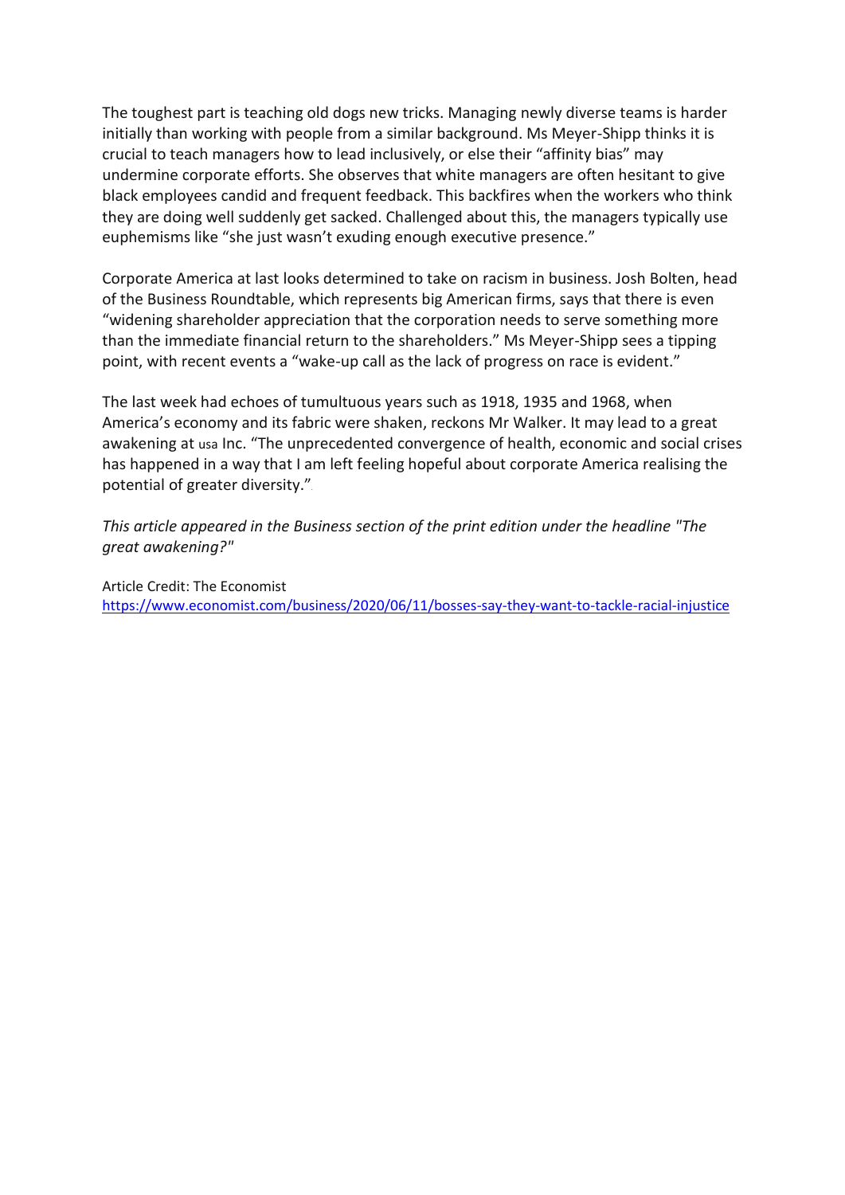The toughest part is teaching old dogs new tricks. Managing newly diverse teams is harder initially than working with people from a similar background. Ms Meyer-Shipp thinks it is crucial to teach managers how to lead inclusively, or else their "affinity bias" may undermine corporate efforts. She observes that white managers are often hesitant to give black employees candid and frequent feedback. This backfires when the workers who think they are doing well suddenly get sacked. Challenged about this, the managers typically use euphemisms like "she just wasn't exuding enough executive presence."

Corporate America at last looks determined to take on racism in business. Josh Bolten, head of the Business Roundtable, which represents big American firms, says that there is even "widening shareholder appreciation that the corporation needs to serve something more than the immediate financial return to the shareholders." Ms Meyer-Shipp sees a tipping point, with recent events a "wake-up call as the lack of progress on race is evident."

The last week had echoes of tumultuous years such as 1918, 1935 and 1968, when America's economy and its fabric were shaken, reckons Mr Walker. It may lead to a great awakening at usa Inc. "The unprecedented convergence of health, economic and social crises has happened in a way that I am left feeling hopeful about corporate America realising the potential of greater diversity."

*This article appeared in the Business section of the print edition under the headline "The great awakening?"*

Article Credit: The Economist
https://www.economist.com/business/2020/06/11/bosses-say-they-want-to-tackle-racial-injustice